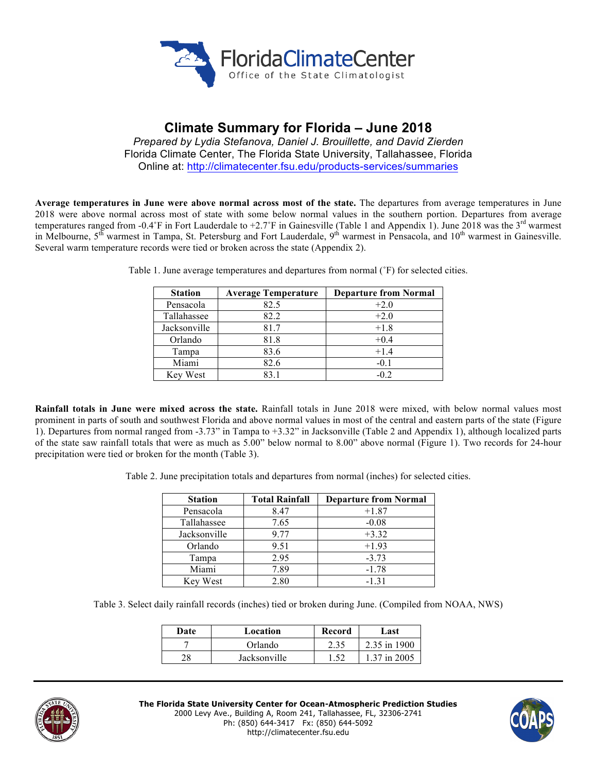FloridaClimateCenter
Office of the State Climatologist

# Climate Summary for Florida – June 2018

*Prepared by Lydia Stefanova, Daniel J. Brouillette, and David Zierden*

Florida Climate Center, The Florida State University, Tallahassee, Florida

Online at: http://climatecenter.fsu.edu/products-services/summaries

**Average temperatures in June were above normal across most of the state.** The departures from average temperatures in June 2018 were above normal across most of state with some below normal values in the southern portion. Departures from average temperatures ranged from -0.4˚F in Fort Lauderdale to +2.7˚F in Gainesville (Table 1 and Appendix 1). June 2018 was the 3rd warmest in Melbourne, 5th warmest in Tampa, St. Petersburg and Fort Lauderdale, 9th warmest in Pensacola, and 10th warmest in Gainesville. Several warm temperature records were tied or broken across the state (Appendix 2).

Table 1. June average temperatures and departures from normal (˚F) for selected cities.

| Station | Average Temperature | Departure from Normal |
|---|---|---|
| Pensacola | 82.5 | +2.0 |
| Tallahassee | 82.2 | +2.0 |
| Jacksonville | 81.7 | +1.8 |
| Orlando | 81.8 | +0.4 |
| Tampa | 83.6 | +1.4 |
| Miami | 82.6 | -0.1 |
| Key West | 83.1 | -0.2 |

**Rainfall totals in June were mixed across the state.** Rainfall totals in June 2018 were mixed, with below normal values most prominent in parts of south and southwest Florida and above normal values in most of the central and eastern parts of the state (Figure 1). Departures from normal ranged from -3.73" in Tampa to +3.32" in Jacksonville (Table 2 and Appendix 1), although localized parts of the state saw rainfall totals that were as much as 5.00" below normal to 8.00" above normal (Figure 1). Two records for 24-hour precipitation were tied or broken for the month (Table 3).

Table 2. June precipitation totals and departures from normal (inches) for selected cities.

| Station | Total Rainfall | Departure from Normal |
|---|---|---|
| Pensacola | 8.47 | +1.87 |
| Tallahassee | 7.65 | -0.08 |
| Jacksonville | 9.77 | +3.32 |
| Orlando | 9.51 | +1.93 |
| Tampa | 2.95 | -3.73 |
| Miami | 7.89 | -1.78 |
| Key West | 2.80 | -1.31 |

Table 3. Select daily rainfall records (inches) tied or broken during June. (Compiled from NOAA, NWS)

| Date | Location | Record | Last |
|---|---|---|---|
| 7 | Orlando | 2.35 | 2.35 in 1900 |
| 28 | Jacksonville | 1.52 | 1.37 in 2005 |

**The Florida State University Center for Ocean-Atmospheric Prediction Studies**
2000 Levy Ave., Building A, Room 241, Tallahassee, FL, 32306-2741
Ph: (850) 644-3417 Fx: (850) 644-5092
http://climatecenter.fsu.edu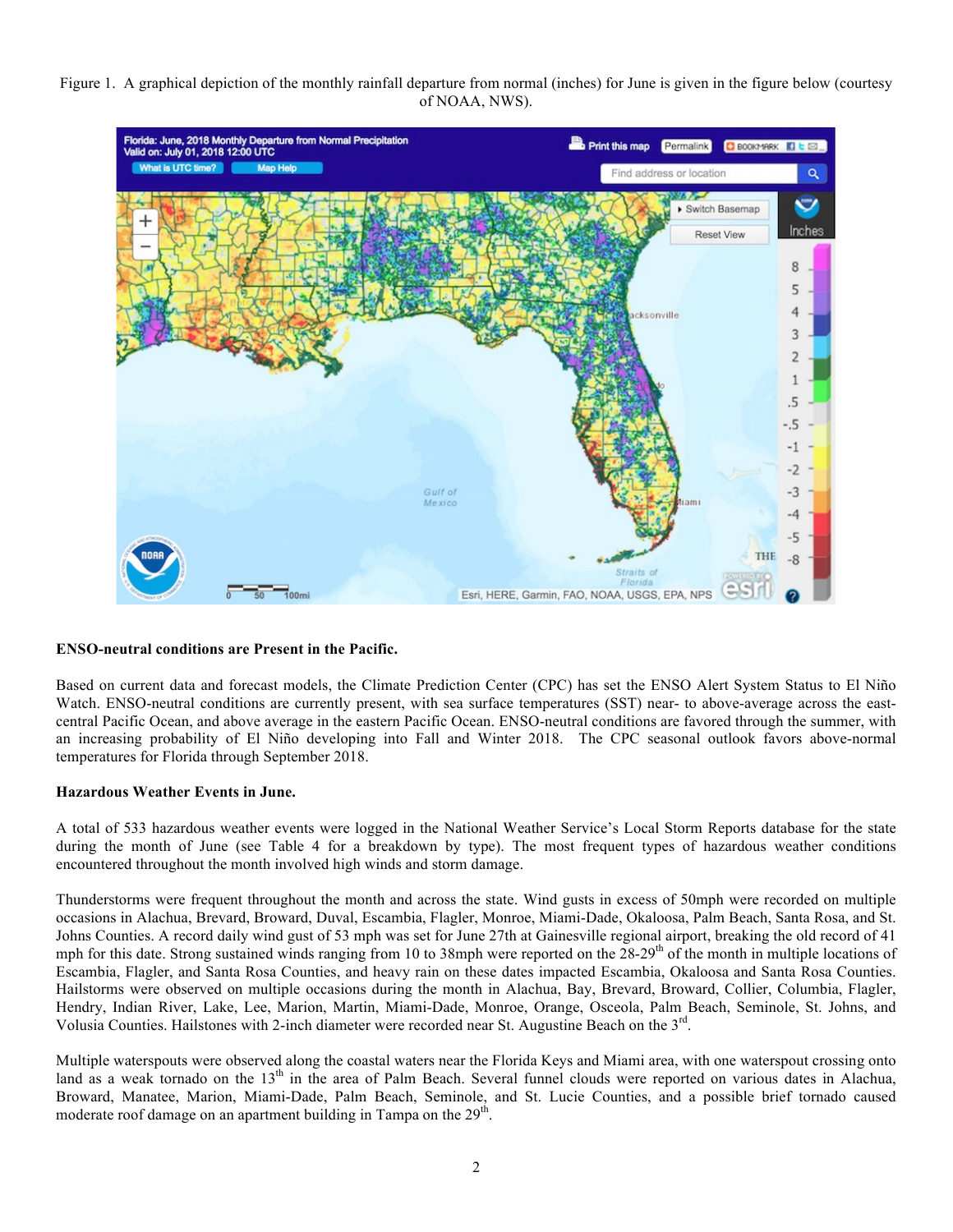Figure 1. A graphical depiction of the monthly rainfall departure from normal (inches) for June is given in the figure below (courtesy of NOAA, NWS).

**ENSO-neutral conditions are Present in the Pacific.**

Based on current data and forecast models, the Climate Prediction Center (CPC) has set the ENSO Alert System Status to El Niño Watch. ENSO-neutral conditions are currently present, with sea surface temperatures (SST) near- to above-average across the east-central Pacific Ocean, and above average in the eastern Pacific Ocean. ENSO-neutral conditions are favored through the summer, with an increasing probability of El Niño developing into Fall and Winter 2018. The CPC seasonal outlook favors above-normal temperatures for Florida through September 2018.

**Hazardous Weather Events in June.**

A total of 533 hazardous weather events were logged in the National Weather Service's Local Storm Reports database for the state during the month of June (see Table 4 for a breakdown by type). The most frequent types of hazardous weather conditions encountered throughout the month involved high winds and storm damage.

Thunderstorms were frequent throughout the month and across the state. Wind gusts in excess of 50mph were recorded on multiple occasions in Alachua, Brevard, Broward, Duval, Escambia, Flagler, Monroe, Miami-Dade, Okaloosa, Palm Beach, Santa Rosa, and St. Johns Counties. A record daily wind gust of 53 mph was set for June 27th at Gainesville regional airport, breaking the old record of 41 mph for this date. Strong sustained winds ranging from 10 to 38mph were reported on the 28-29th of the month in multiple locations of Escambia, Flagler, and Santa Rosa Counties, and heavy rain on these dates impacted Escambia, Okaloosa and Santa Rosa Counties. Hailstorms were observed on multiple occasions during the month in Alachua, Bay, Brevard, Broward, Collier, Columbia, Flagler, Hendry, Indian River, Lake, Lee, Marion, Martin, Miami-Dade, Monroe, Orange, Osceola, Palm Beach, Seminole, St. Johns, and Volusia Counties. Hailstones with 2-inch diameter were recorded near St. Augustine Beach on the 3rd.

Multiple waterspouts were observed along the coastal waters near the Florida Keys and Miami area, with one waterspout crossing onto land as a weak tornado on the 13th in the area of Palm Beach. Several funnel clouds were reported on various dates in Alachua, Broward, Manatee, Marion, Miami-Dade, Palm Beach, Seminole, and St. Lucie Counties, and a possible brief tornado caused moderate roof damage on an apartment building in Tampa on the 29th.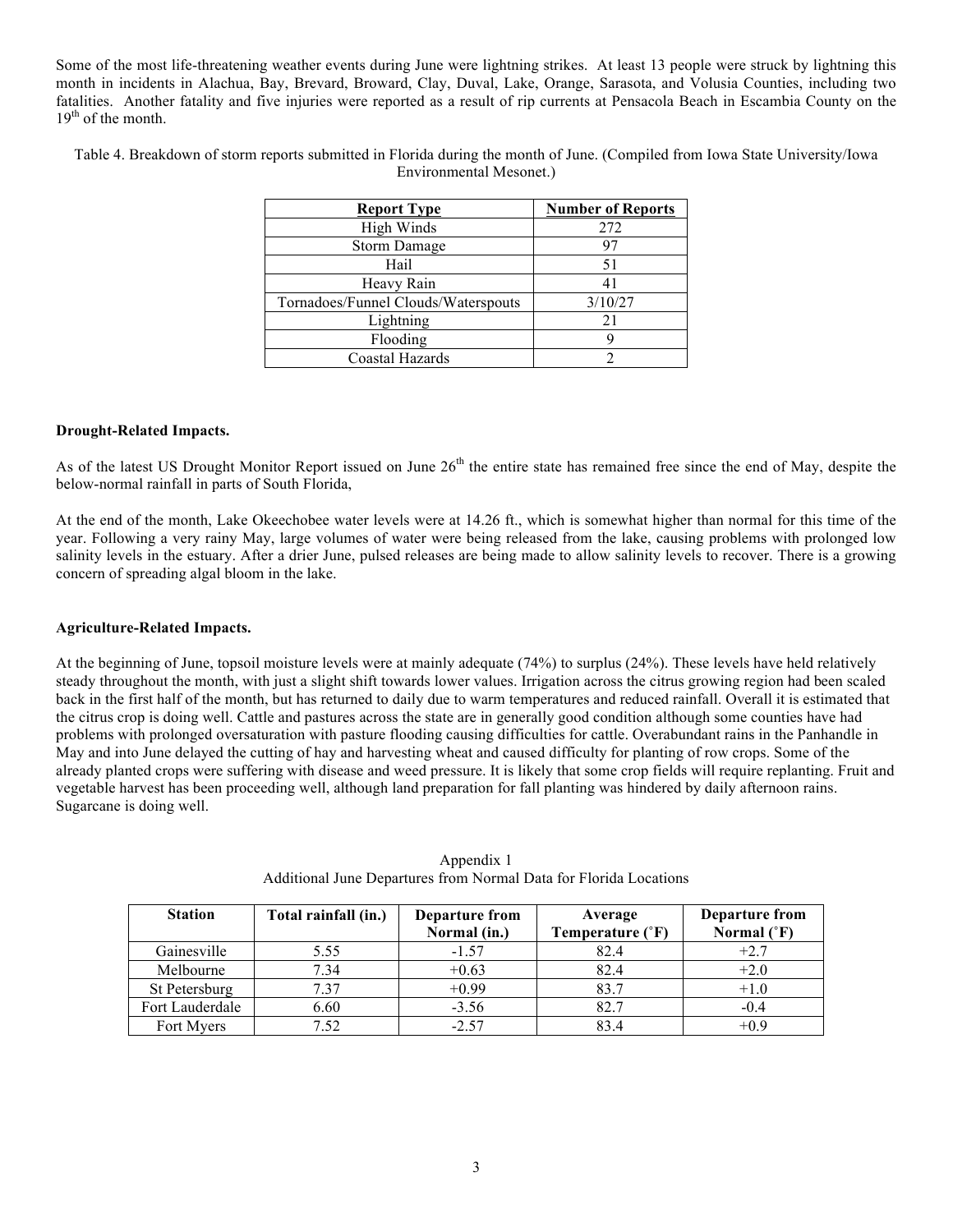Some of the most life-threatening weather events during June were lightning strikes. At least 13 people were struck by lightning this month in incidents in Alachua, Bay, Brevard, Broward, Clay, Duval, Lake, Orange, Sarasota, and Volusia Counties, including two fatalities. Another fatality and five injuries were reported as a result of rip currents at Pensacola Beach in Escambia County on the 19th of the month.

Table 4. Breakdown of storm reports submitted in Florida during the month of June. (Compiled from Iowa State University/Iowa Environmental Mesonet.)

| Report Type | Number of Reports |
|---|---|
| High Winds | 272 |
| Storm Damage | 97 |
| Hail | 51 |
| Heavy Rain | 41 |
| Tornadoes/Funnel Clouds/Waterspouts | 3/10/27 |
| Lightning | 21 |
| Flooding | 9 |
| Coastal Hazards | 2 |

**Drought-Related Impacts.**

As of the latest US Drought Monitor Report issued on June 26th the entire state has remained free since the end of May, despite the below-normal rainfall in parts of South Florida,

At the end of the month, Lake Okeechobee water levels were at 14.26 ft., which is somewhat higher than normal for this time of the year. Following a very rainy May, large volumes of water were being released from the lake, causing problems with prolonged low salinity levels in the estuary. After a drier June, pulsed releases are being made to allow salinity levels to recover. There is a growing concern of spreading algal bloom in the lake.

**Agriculture-Related Impacts.**

At the beginning of June, topsoil moisture levels were at mainly adequate (74%) to surplus (24%). These levels have held relatively steady throughout the month, with just a slight shift towards lower values. Irrigation across the citrus growing region had been scaled back in the first half of the month, but has returned to daily due to warm temperatures and reduced rainfall. Overall it is estimated that the citrus crop is doing well. Cattle and pastures across the state are in generally good condition although some counties have had problems with prolonged oversaturation with pasture flooding causing difficulties for cattle. Overabundant rains in the Panhandle in May and into June delayed the cutting of hay and harvesting wheat and caused difficulty for planting of row crops. Some of the already planted crops were suffering with disease and weed pressure. It is likely that some crop fields will require replanting. Fruit and vegetable harvest has been proceeding well, although land preparation for fall planting was hindered by daily afternoon rains. Sugarcane is doing well.

Appendix 1
Additional June Departures from Normal Data for Florida Locations

| Station | Total rainfall (in.) | Departure from Normal (in.) | Average Temperature (˚F) | Departure from Normal (˚F) |
|---|---|---|---|---|
| Gainesville | 5.55 | -1.57 | 82.4 | +2.7 |
| Melbourne | 7.34 | +0.63 | 82.4 | +2.0 |
| St Petersburg | 7.37 | +0.99 | 83.7 | +1.0 |
| Fort Lauderdale | 6.60 | -3.56 | 82.7 | -0.4 |
| Fort Myers | 7.52 | -2.57 | 83.4 | +0.9 |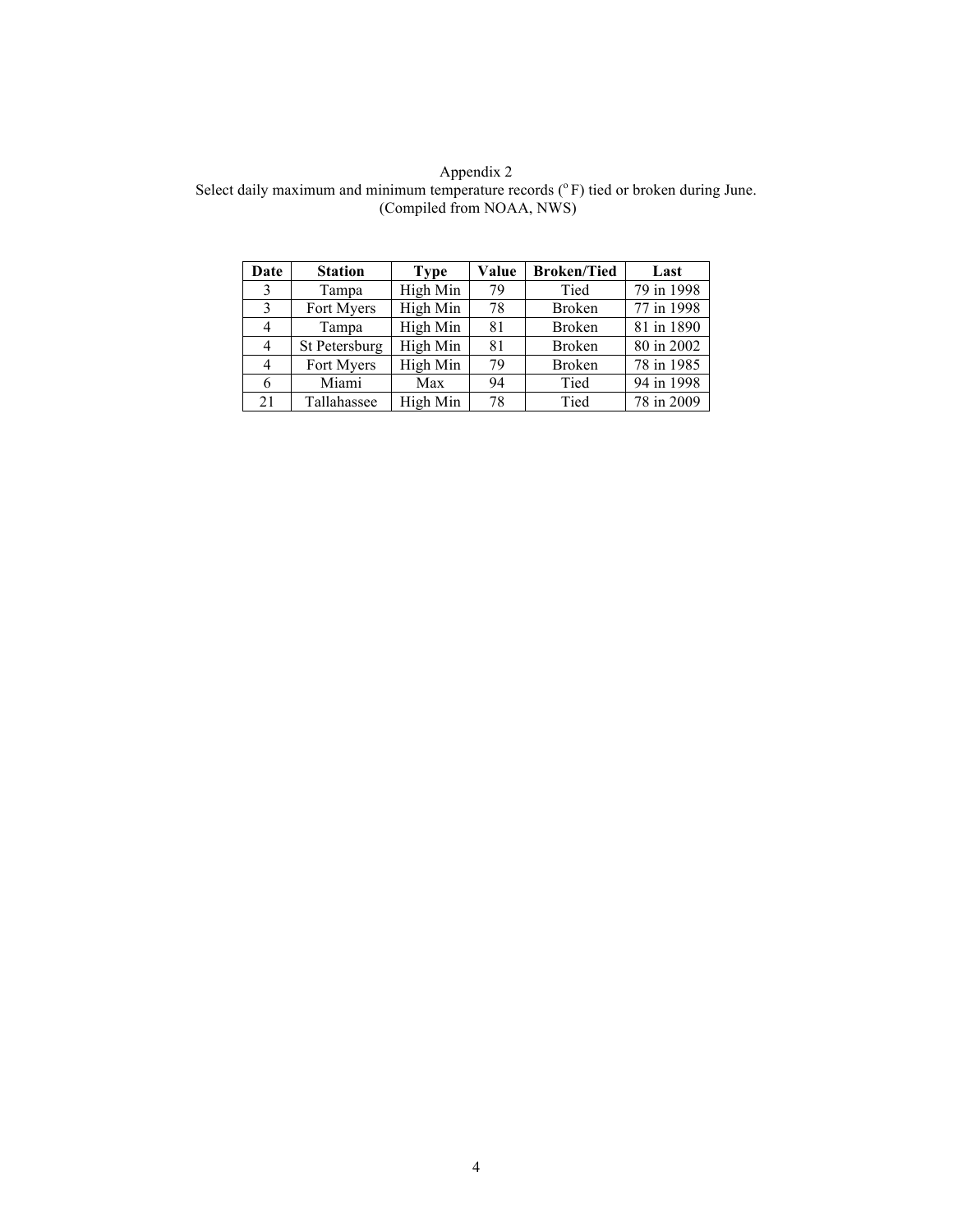Appendix 2
Select daily maximum and minimum temperature records ($^{o}$F) tied or broken during June.
(Compiled from NOAA, NWS)

| Date | Station | Type | Value | Broken/Tied | Last |
|---|---|---|---|---|---|
| 3 | Tampa | High Min | 79 | Tied | 79 in 1998 |
| 3 | Fort Myers | High Min | 78 | Broken | 77 in 1998 |
| 4 | Tampa | High Min | 81 | Broken | 81 in 1890 |
| 4 | St Petersburg | High Min | 81 | Broken | 80 in 2002 |
| 4 | Fort Myers | High Min | 79 | Broken | 78 in 1985 |
| 6 | Miami | Max | 94 | Tied | 94 in 1998 |
| 21 | Tallahassee | High Min | 78 | Tied | 78 in 2009 |